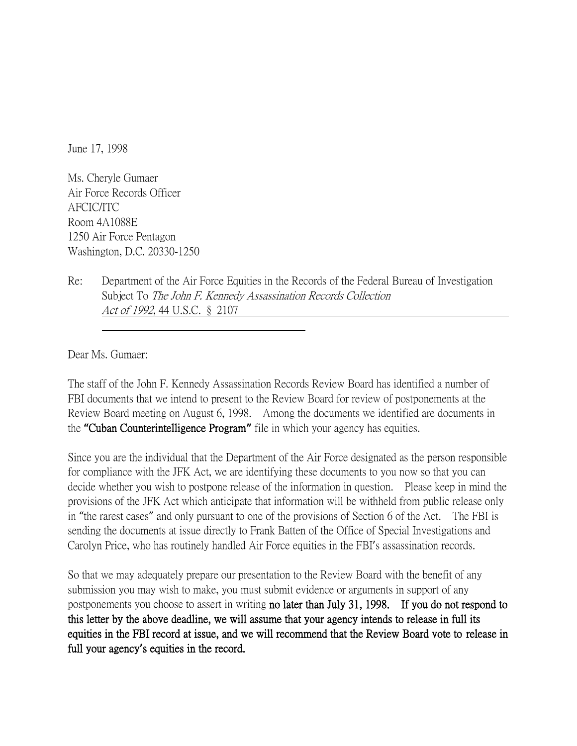June 17, 1998

Ms. Cheryle Gumaer  
Air Force Records Officer  
AFCIC/ITC  
Room 4A1088E  
1250 Air Force Pentagon  
Washington, D.C. 20330-1250

Re: Department of the Air Force Equities in the Records of the Federal Bureau of Investigation Subject To *The John F. Kennedy Assassination Records Collection Act of 1992*, 44 U.S.C. § 2107

Dear Ms. Gumaer:

The staff of the John F. Kennedy Assassination Records Review Board has identified a number of FBI documents that we intend to present to the Review Board for review of postponements at the Review Board meeting on August 6, 1998. Among the documents we identified are documents in the **"Cuban Counterintelligence Program"** file in which your agency has equities.

Since you are the individual that the Department of the Air Force designated as the person responsible for compliance with the JFK Act, we are identifying these documents to you now so that you can decide whether you wish to postpone release of the information in question. Please keep in mind the provisions of the JFK Act which anticipate that information will be withheld from public release only in "the rarest cases" and only pursuant to one of the provisions of Section 6 of the Act. The FBI is sending the documents at issue directly to Frank Batten of the Office of Special Investigations and Carolyn Price, who has routinely handled Air Force equities in the FBI's assassination records.

So that we may adequately prepare our presentation to the Review Board with the benefit of any submission you may wish to make, you must submit evidence or arguments in support of any postponements you choose to assert in writing **no later than July 31, 1998. If you do not respond to this letter by the above deadline, we will assume that your agency intends to release in full its equities in the FBI record at issue, and we will recommend that the Review Board vote to release in full your agency's equities in the record.**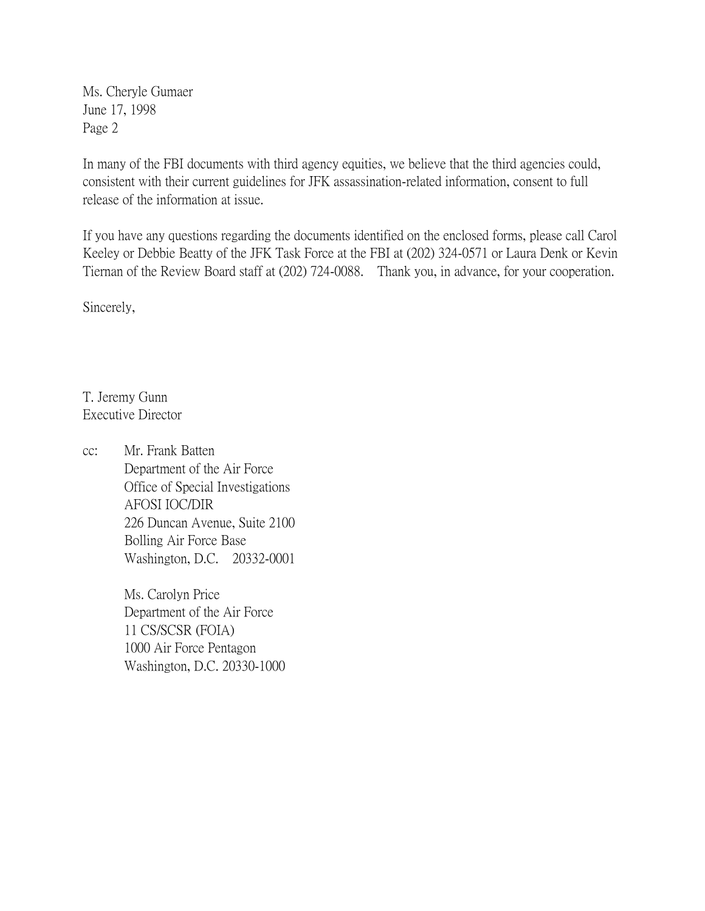Ms. Cheryle Gumaer
June 17, 1998
Page 2

In many of the FBI documents with third agency equities, we believe that the third agencies could, consistent with their current guidelines for JFK assassination-related information, consent to full release of the information at issue.

If you have any questions regarding the documents identified on the enclosed forms, please call Carol Keeley or Debbie Beatty of the JFK Task Force at the FBI at (202) 324-0571 or Laura Denk or Kevin Tiernan of the Review Board staff at (202) 724-0088. Thank you, in advance, for your cooperation.

Sincerely,

T. Jeremy Gunn
Executive Director

cc: Mr. Frank Batten
Department of the Air Force
Office of Special Investigations
AFOSI IOC/DIR
226 Duncan Avenue, Suite 2100
Bolling Air Force Base
Washington, D.C. 20332-0001

Ms. Carolyn Price
Department of the Air Force
11 CS/SCSR (FOIA)
1000 Air Force Pentagon
Washington, D.C. 20330-1000